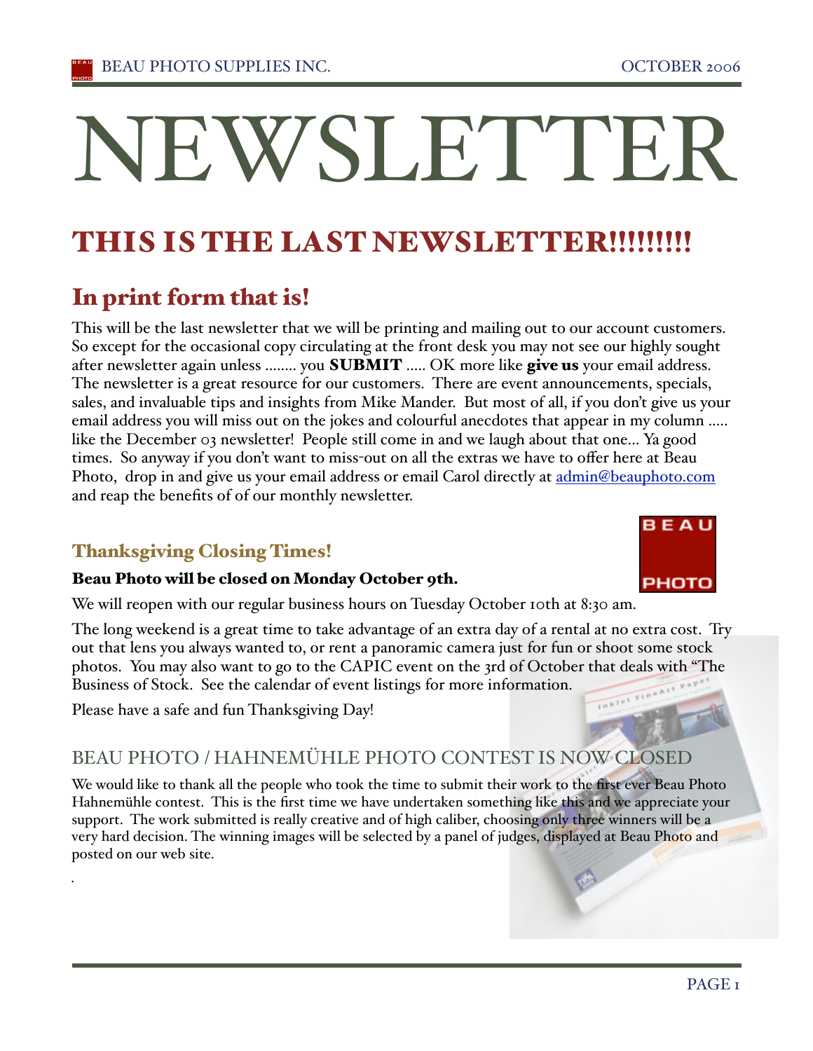# NEWSLETTER

## THIS IS THE LAST NEWSLETTER!!!!!!!!!

## In print form that is!

This will be the last newsletter that we will be printing and mailing out to our account customers. So except for the occasional copy circulating at the front desk you may not see our highly sought after newsletter again unless ........ you **SUBMIT** ..... OK more like **give us** your email address. The newsletter is a great resource for our customers. There are event announcements, specials, sales, and invaluable tips and insights from Mike Mander. But most of all, if you don't give us your email address you will miss out on the jokes and colourful anecdotes that appear in my column ..... like the December 03 newsletter! People still come in and we laugh about that one... Ya good times. So anyway if you don't want to miss-out on all the extras we have to offer here at Beau Photo, drop in and give us your email address or email Carol directly at admin@beauphoto.com and reap the benefits of of our monthly newsletter.

### Thanksgiving Closing Times!

**Beau Photo will be closed on Monday October 9th.**

We will reopen with our regular business hours on Tuesday October 10th at 8:30 am.

The long weekend is a great time to take advantage of an extra day of a rental at no extra cost. Try out that lens you always wanted to, or rent a panoramic camera just for fun or shoot some stock photos. You may also want to go to the CAPIC event on the 3rd of October that deals with "The Business of Stock. See the calendar of event listings for more information.

Please have a safe and fun Thanksgiving Day!

## BEAU PHOTO / HAHNEMÜHLE PHOTO CONTEST IS NOW CLOSED

We would like to thank all the people who took the time to submit their work to the first ever Beau Photo Hahnemühle contest. This is the first time we have undertaken something like this and we appreciate your support. The work submitted is really creative and of high caliber, choosing only three winners will be a very hard decision. The winning images will be selected by a panel of judges, displayed at Beau Photo and posted on our web site.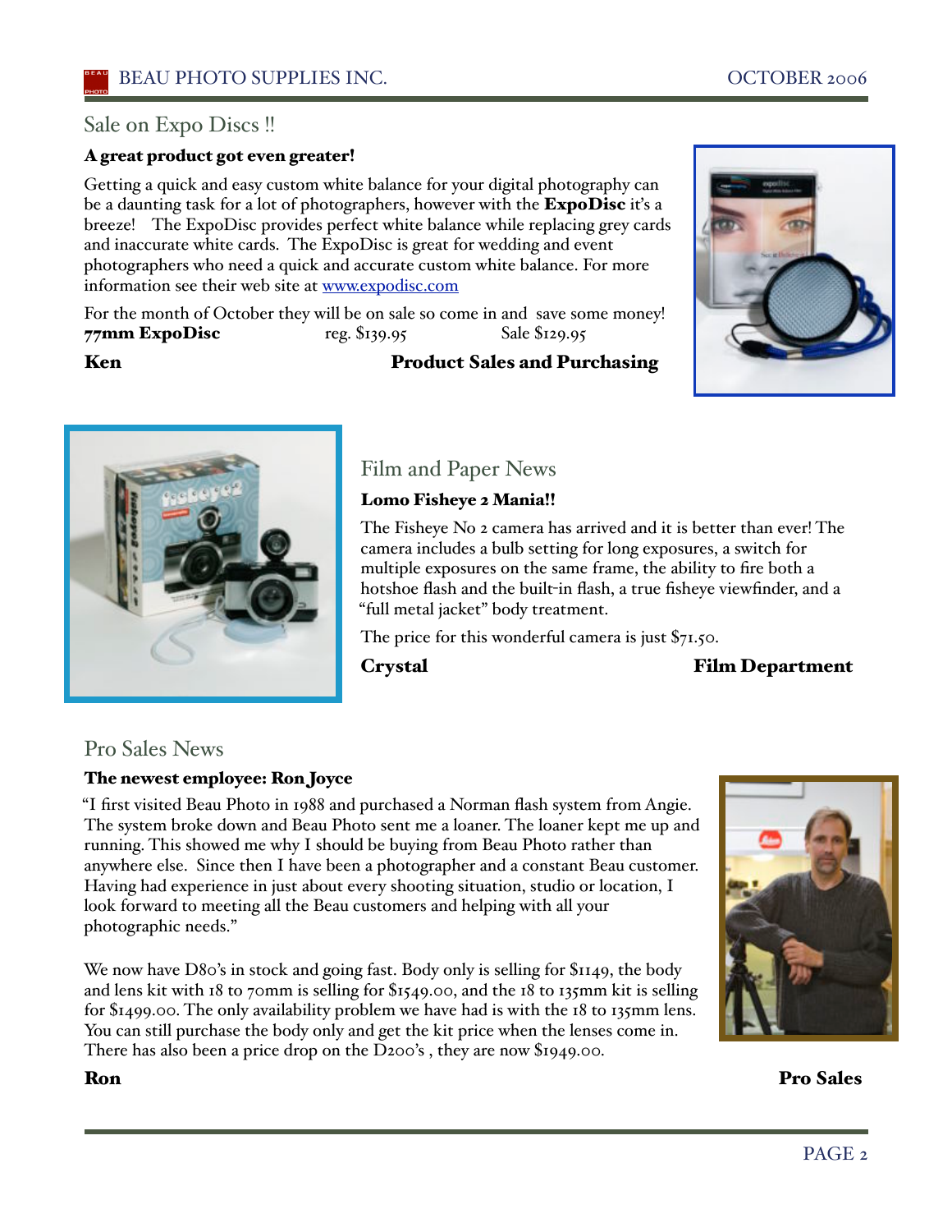## Sale on Expo Discs !!

**A great product got even greater!**

Getting a quick and easy custom white balance for your digital photography can be a daunting task for a lot of photographers, however with the **ExpoDisc** it's a breeze! The ExpoDisc provides perfect white balance while replacing grey cards and inaccurate white cards. The ExpoDisc is great for wedding and event photographers who need a quick and accurate custom white balance. For more information see their web site at [www.expodisc.com](http://www.expodisc.com)

For the month of October they will be on sale so come in and save some money!

**77mm ExpoDisc** reg. $139.95 Sale $129.95

**Ken** **Product Sales and Purchasing**

## Film and Paper News

**Lomo Fisheye 2 Mania!!**

The Fisheye No 2 camera has arrived and it is better than ever! The camera includes a bulb setting for long exposures, a switch for multiple exposures on the same frame, the ability to fire both a hotshoe flash and the built-in flash, a true fisheye viewfinder, and a "full metal jacket" body treatment.

The price for this wonderful camera is just $71.50.

**Crystal** **Film Department**

## Pro Sales News

**The newest employee: Ron Joyce**

"I first visited Beau Photo in 1988 and purchased a Norman flash system from Angie. The system broke down and Beau Photo sent me a loaner. The loaner kept me up and running. This showed me why I should be buying from Beau Photo rather than anywhere else. Since then I have been a photographer and a constant Beau customer. Having had experience in just about every shooting situation, studio or location, I look forward to meeting all the Beau customers and helping with all your photographic needs."

We now have D80's in stock and going fast. Body only is selling for $1149, the body and lens kit with 18 to 70mm is selling for $1549.00, and the 18 to 135mm kit is selling for $1499.00. The only availability problem we have had is with the 18 to 135mm lens. You can still purchase the body only and get the kit price when the lenses come in. There has also been a price drop on the D200's , they are now $1949.00.

**Ron** **Pro Sales**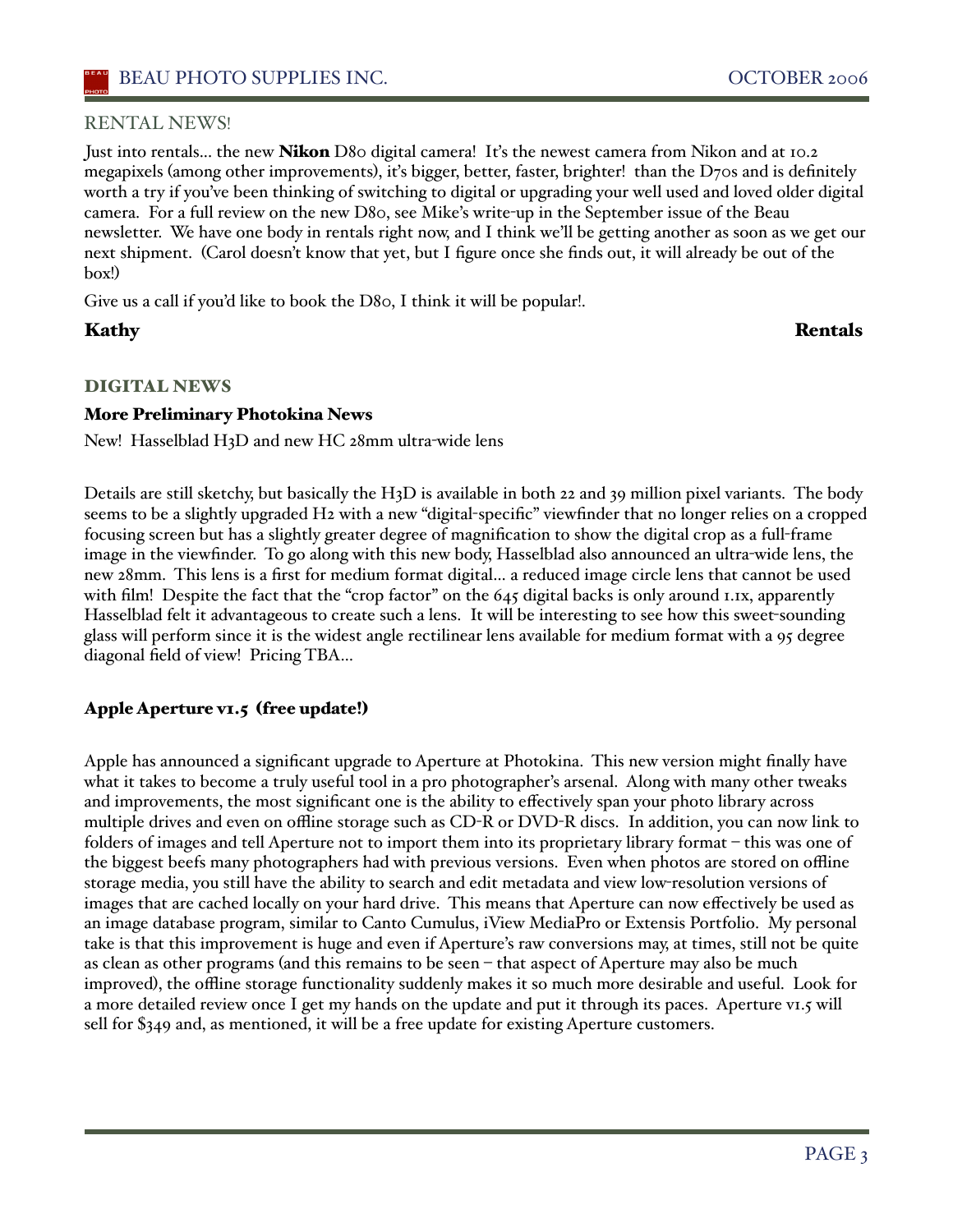## RENTAL NEWS!

Just into rentals... the new **Nikon** D80 digital camera! It's the newest camera from Nikon and at 10.2 megapixels (among other improvements), it's bigger, better, faster, brighter! than the D70s and is definitely worth a try if you've been thinking of switching to digital or upgrading your well used and loved older digital camera. For a full review on the new D80, see Mike's write-up in the September issue of the Beau newsletter. We have one body in rentals right now, and I think we'll be getting another as soon as we get our next shipment. (Carol doesn't know that yet, but I figure once she finds out, it will already be out of the box!)

Give us a call if you'd like to book the D80, I think it will be popular!.

**Kathy** **Rentals**

## DIGITAL NEWS

### More Preliminary Photokina News

New! Hasselblad H3D and new HC 28mm ultra-wide lens

Details are still sketchy, but basically the H3D is available in both 22 and 39 million pixel variants. The body seems to be a slightly upgraded H2 with a new "digital-specific" viewfinder that no longer relies on a cropped focusing screen but has a slightly greater degree of magnification to show the digital crop as a full-frame image in the viewfinder. To go along with this new body, Hasselblad also announced an ultra-wide lens, the new 28mm. This lens is a first for medium format digital... a reduced image circle lens that cannot be used with film! Despite the fact that the "crop factor" on the 645 digital backs is only around 1.1x, apparently Hasselblad felt it advantageous to create such a lens. It will be interesting to see how this sweet-sounding glass will perform since it is the widest angle rectilinear lens available for medium format with a 95 degree diagonal field of view! Pricing TBA...

### Apple Aperture v1.5 (free update!)

Apple has announced a significant upgrade to Aperture at Photokina. This new version might finally have what it takes to become a truly useful tool in a pro photographer's arsenal. Along with many other tweaks and improvements, the most significant one is the ability to effectively span your photo library across multiple drives and even on offline storage such as CD-R or DVD-R discs. In addition, you can now link to folders of images and tell Aperture not to import them into its proprietary library format – this was one of the biggest beefs many photographers had with previous versions. Even when photos are stored on offline storage media, you still have the ability to search and edit metadata and view low-resolution versions of images that are cached locally on your hard drive. This means that Aperture can now effectively be used as an image database program, similar to Canto Cumulus, iView MediaPro or Extensis Portfolio. My personal take is that this improvement is huge and even if Aperture's raw conversions may, at times, still not be quite as clean as other programs (and this remains to be seen – that aspect of Aperture may also be much improved), the offline storage functionality suddenly makes it so much more desirable and useful. Look for a more detailed review once I get my hands on the update and put it through its paces. Aperture v1.5 will sell for $349 and, as mentioned, it will be a free update for existing Aperture customers.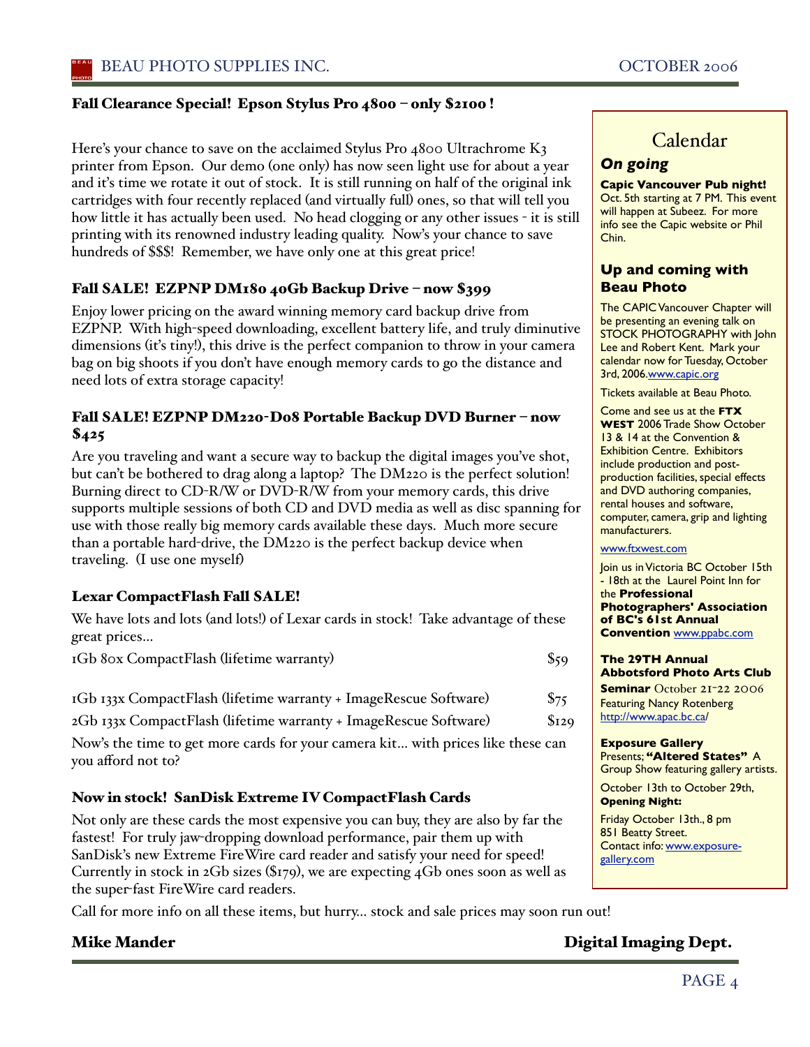## Fall Clearance Special! Epson Stylus Pro 4800 – only $2100 !

Here's your chance to save on the acclaimed Stylus Pro 4800 Ultrachrome K3 printer from Epson. Our demo (one only) has now seen light use for about a year and it's time we rotate it out of stock. It is still running on half of the original ink cartridges with four recently replaced (and virtually full) ones, so that will tell you how little it has actually been used. No head clogging or any other issues - it is still printing with its renowned industry leading quality. Now's your chance to save hundreds of $$$! Remember, we have only one at this great price!

## Fall SALE! EZPNP DM180 40Gb Backup Drive – now $399

Enjoy lower pricing on the award winning memory card backup drive from EZPNP. With high-speed downloading, excellent battery life, and truly diminutive dimensions (it's tiny!), this drive is the perfect companion to throw in your camera bag on big shoots if you don't have enough memory cards to go the distance and need lots of extra storage capacity!

## Fall SALE! EZPNP DM220-D08 Portable Backup DVD Burner – now $425

Are you traveling and want a secure way to backup the digital images you've shot, but can't be bothered to drag along a laptop? The DM220 is the perfect solution! Burning direct to CD-R/W or DVD-R/W from your memory cards, this drive supports multiple sessions of both CD and DVD media as well as disc spanning for use with those really big memory cards available these days. Much more secure than a portable hard-drive, the DM220 is the perfect backup device when traveling. (I use one myself)

## Lexar CompactFlash Fall SALE!

We have lots and lots (and lots!) of Lexar cards in stock! Take advantage of these great prices...

| | |
|---|---|
| 1Gb 80x CompactFlash (lifetime warranty) | $59 |
| 1Gb 133x CompactFlash (lifetime warranty + ImageRescue Software) | $75 |
| 2Gb 133x CompactFlash (lifetime warranty + ImageRescue Software) | $129 |

Now's the time to get more cards for your camera kit... with prices like these can you afford not to?

## Now in stock! SanDisk Extreme IV CompactFlash Cards

Not only are these cards the most expensive you can buy, they are also by far the fastest! For truly jaw-dropping download performance, pair them up with SanDisk's new Extreme FireWire card reader and satisfy your need for speed! Currently in stock in 2Gb sizes ($179), we are expecting 4Gb ones soon as well as the super-fast FireWire card readers.

Call for more info on all these items, but hurry... stock and sale prices may soon run out!

**Mike Mander** — **Digital Imaging Dept.**

## Calendar

### *On going*

**Capic Vancouver Pub night!**
Oct. 5th starting at 7 PM. This event will happen at Subeez. For more info see the Capic website or Phil Chin.

### Up and coming with Beau Photo

The CAPIC Vancouver Chapter will be presenting an evening talk on STOCK PHOTOGRAPHY with John Lee and Robert Kent. Mark your calendar now for Tuesday, October 3rd, 2006.www.capic.org

Tickets available at Beau Photo.

Come and see us at the **FTX WEST** 2006 Trade Show October 13 & 14 at the Convention & Exhibition Centre. Exhibitors include production and post-production facilities, special effects and DVD authoring companies, rental houses and software, computer, camera, grip and lighting manufacturers.

www.ftxwest.com

Join us in Victoria BC October 15th - 18th at the Laurel Point Inn for the **Professional Photographers' Association of BC's 61st Annual Convention** www.ppabc.com

**The 29TH Annual Abbotsford Photo Arts Club Seminar** October 21-22 2006
Featuring Nancy Rotenberg
http://www.apac.bc.ca/

**Exposure Gallery**
Presents; **"Altered States"** A Group Show featuring gallery artists.

October 13th to October 29th,
**Opening Night:**

Friday October 13th., 8 pm
851 Beatty Street.
Contact info: www.exposure-gallery.com